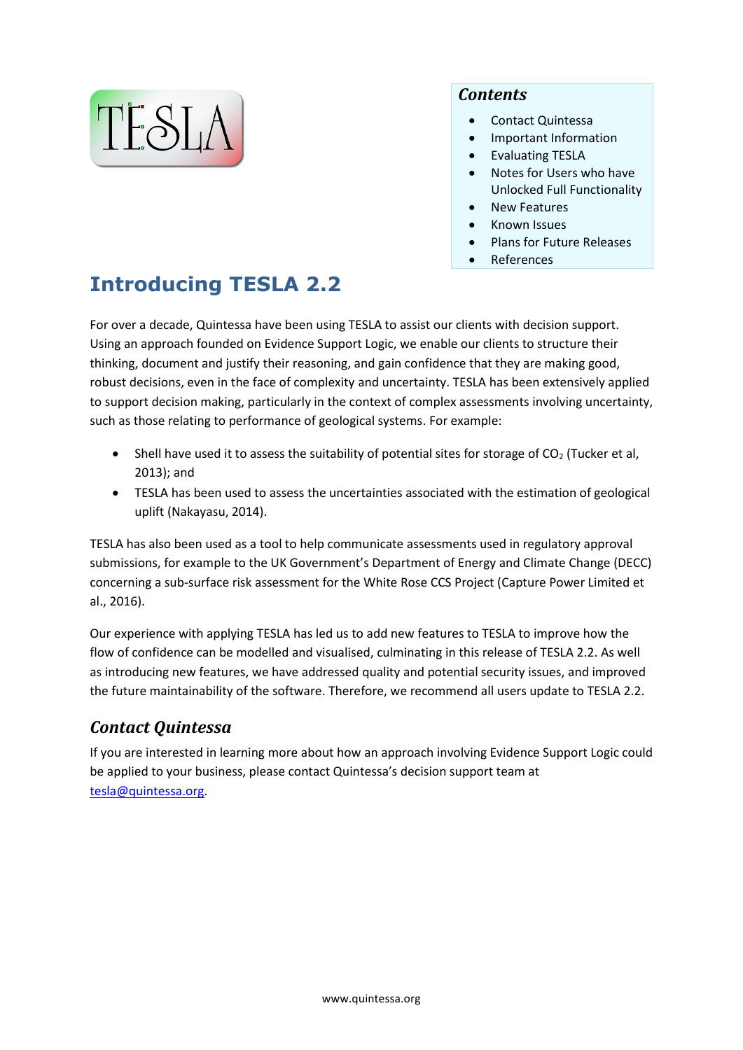## Contents

- Contact Quintessa
- Important Information
- Evaluating TESLA
- Notes for Users who have Unlocked Full Functionality
- New Features
- Known Issues
- Plans for Future Releases
- References

# Introducing TESLA 2.2

For over a decade, Quintessa have been using TESLA to assist our clients with decision support. Using an approach founded on Evidence Support Logic, we enable our clients to structure their thinking, document and justify their reasoning, and gain confidence that they are making good, robust decisions, even in the face of complexity and uncertainty. TESLA has been extensively applied to support decision making, particularly in the context of complex assessments involving uncertainty, such as those relating to performance of geological systems. For example:

- Shell have used it to assess the suitability of potential sites for storage of $CO_2$ (Tucker et al, 2013); and
- TESLA has been used to assess the uncertainties associated with the estimation of geological uplift (Nakayasu, 2014).

TESLA has also been used as a tool to help communicate assessments used in regulatory approval submissions, for example to the UK Government's Department of Energy and Climate Change (DECC) concerning a sub-surface risk assessment for the White Rose CCS Project (Capture Power Limited et al., 2016).

Our experience with applying TESLA has led us to add new features to TESLA to improve how the flow of confidence can be modelled and visualised, culminating in this release of TESLA 2.2. As well as introducing new features, we have addressed quality and potential security issues, and improved the future maintainability of the software. Therefore, we recommend all users update to TESLA 2.2.

## *Contact Quintessa*

If you are interested in learning more about how an approach involving Evidence Support Logic could be applied to your business, please contact Quintessa's decision support team at tesla@quintessa.org.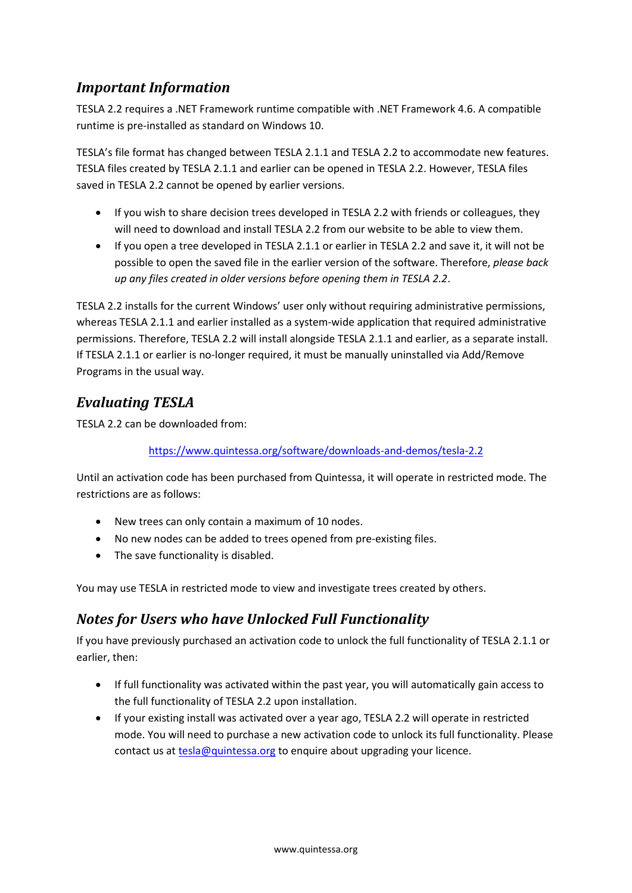## *Important Information*

TESLA 2.2 requires a .NET Framework runtime compatible with .NET Framework 4.6. A compatible runtime is pre-installed as standard on Windows 10.

TESLA's file format has changed between TESLA 2.1.1 and TESLA 2.2 to accommodate new features. TESLA files created by TESLA 2.1.1 and earlier can be opened in TESLA 2.2. However, TESLA files saved in TESLA 2.2 cannot be opened by earlier versions.

- If you wish to share decision trees developed in TESLA 2.2 with friends or colleagues, they will need to download and install TESLA 2.2 from our website to be able to view them.
- If you open a tree developed in TESLA 2.1.1 or earlier in TESLA 2.2 and save it, it will not be possible to open the saved file in the earlier version of the software. Therefore, *please back up any files created in older versions before opening them in TESLA 2.2*.

TESLA 2.2 installs for the current Windows' user only without requiring administrative permissions, whereas TESLA 2.1.1 and earlier installed as a system-wide application that required administrative permissions. Therefore, TESLA 2.2 will install alongside TESLA 2.1.1 and earlier, as a separate install. If TESLA 2.1.1 or earlier is no-longer required, it must be manually uninstalled via Add/Remove Programs in the usual way.

## *Evaluating TESLA*

TESLA 2.2 can be downloaded from:

https://www.quintessa.org/software/downloads-and-demos/tesla-2.2

Until an activation code has been purchased from Quintessa, it will operate in restricted mode. The restrictions are as follows:

- New trees can only contain a maximum of 10 nodes.
- No new nodes can be added to trees opened from pre-existing files.
- The save functionality is disabled.

You may use TESLA in restricted mode to view and investigate trees created by others.

## *Notes for Users who have Unlocked Full Functionality*

If you have previously purchased an activation code to unlock the full functionality of TESLA 2.1.1 or earlier, then:

- If full functionality was activated within the past year, you will automatically gain access to the full functionality of TESLA 2.2 upon installation.
- If your existing install was activated over a year ago, TESLA 2.2 will operate in restricted mode. You will need to purchase a new activation code to unlock its full functionality. Please contact us at tesla@quintessa.org to enquire about upgrading your licence.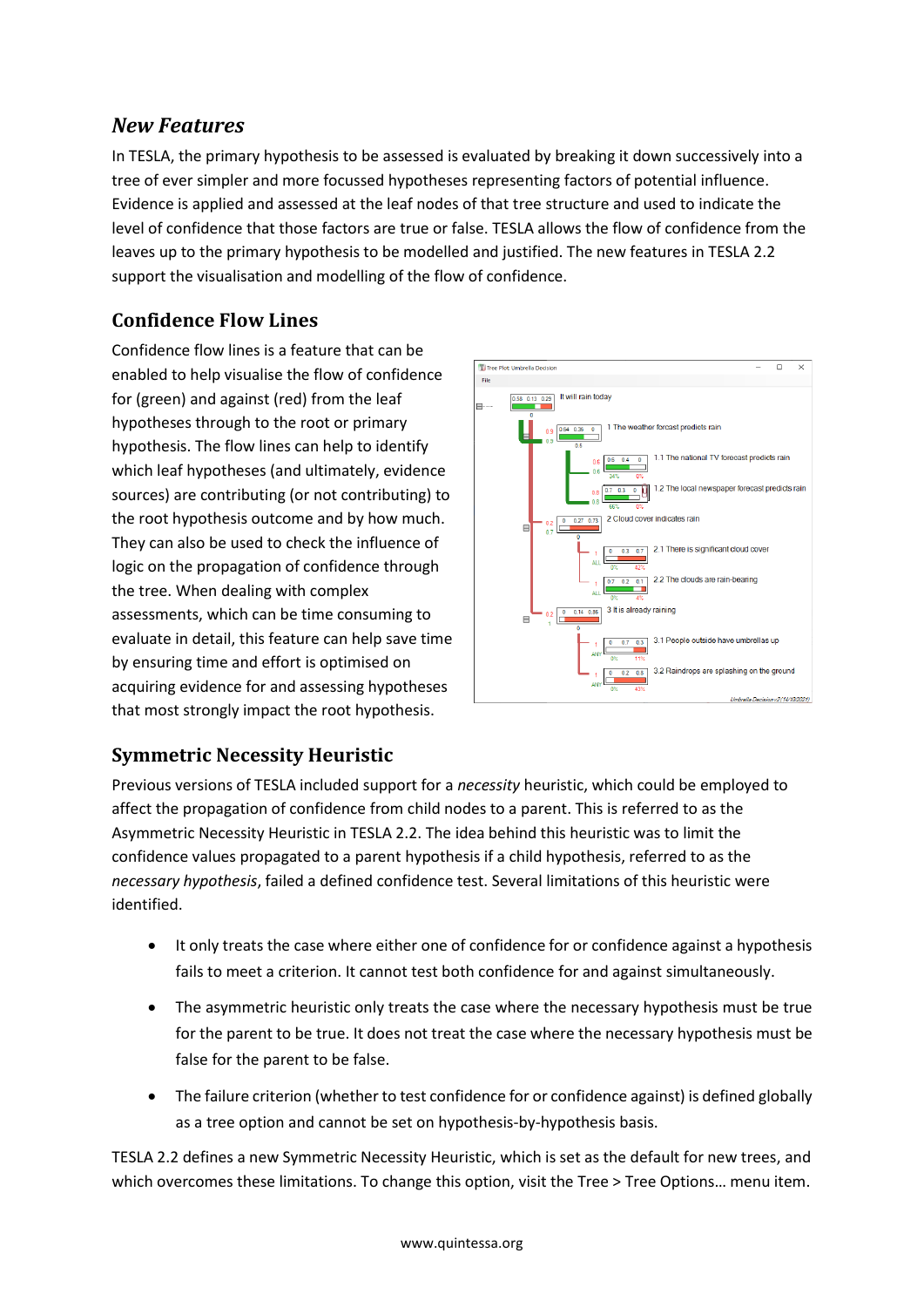## *New Features*

In TESLA, the primary hypothesis to be assessed is evaluated by breaking it down successively into a tree of ever simpler and more focussed hypotheses representing factors of potential influence. Evidence is applied and assessed at the leaf nodes of that tree structure and used to indicate the level of confidence that those factors are true or false. TESLA allows the flow of confidence from the leaves up to the primary hypothesis to be modelled and justified. The new features in TESLA 2.2 support the visualisation and modelling of the flow of confidence.

### Confidence Flow Lines

Confidence flow lines is a feature that can be enabled to help visualise the flow of confidence for (green) and against (red) from the leaf hypotheses through to the root or primary hypothesis. The flow lines can help to identify which leaf hypotheses (and ultimately, evidence sources) are contributing (or not contributing) to the root hypothesis outcome and by how much. They can also be used to check the influence of logic on the propagation of confidence through the tree. When dealing with complex assessments, which can be time consuming to evaluate in detail, this feature can help save time by ensuring time and effort is optimised on acquiring evidence for and assessing hypotheses that most strongly impact the root hypothesis.

### Symmetric Necessity Heuristic

Previous versions of TESLA included support for a *necessity* heuristic, which could be employed to affect the propagation of confidence from child nodes to a parent. This is referred to as the Asymmetric Necessity Heuristic in TESLA 2.2. The idea behind this heuristic was to limit the confidence values propagated to a parent hypothesis if a child hypothesis, referred to as the *necessary hypothesis*, failed a defined confidence test. Several limitations of this heuristic were identified.

- It only treats the case where either one of confidence for or confidence against a hypothesis fails to meet a criterion. It cannot test both confidence for and against simultaneously.
- The asymmetric heuristic only treats the case where the necessary hypothesis must be true for the parent to be true. It does not treat the case where the necessary hypothesis must be false for the parent to be false.
- The failure criterion (whether to test confidence for or confidence against) is defined globally as a tree option and cannot be set on hypothesis-by-hypothesis basis.

TESLA 2.2 defines a new Symmetric Necessity Heuristic, which is set as the default for new trees, and which overcomes these limitations. To change this option, visit the Tree > Tree Options… menu item.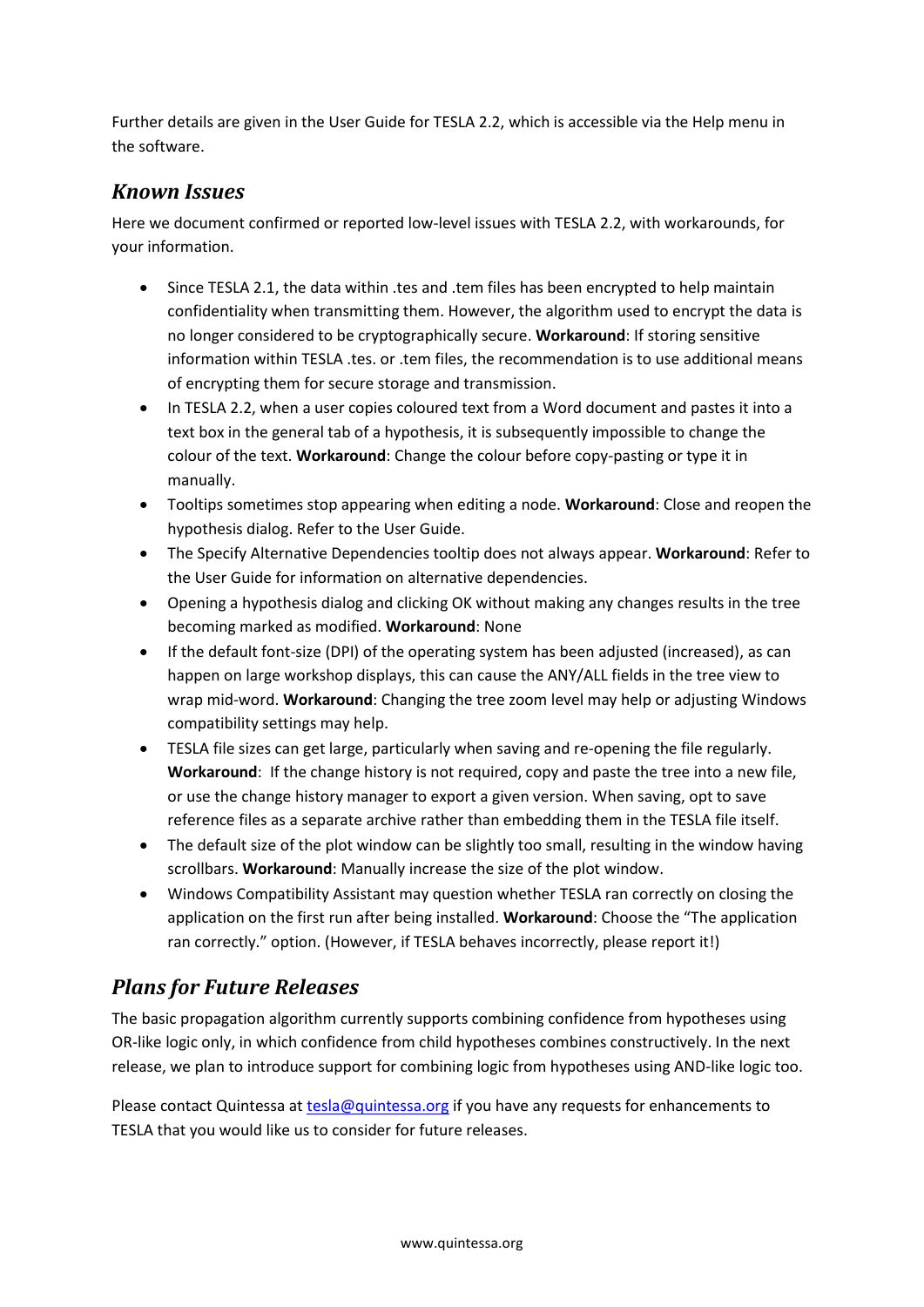Further details are given in the User Guide for TESLA 2.2, which is accessible via the Help menu in the software.

## *Known Issues*

Here we document confirmed or reported low-level issues with TESLA 2.2, with workarounds, for your information.

- Since TESLA 2.1, the data within .tes and .tem files has been encrypted to help maintain confidentiality when transmitting them. However, the algorithm used to encrypt the data is no longer considered to be cryptographically secure. **Workaround**: If storing sensitive information within TESLA .tes. or .tem files, the recommendation is to use additional means of encrypting them for secure storage and transmission.
- In TESLA 2.2, when a user copies coloured text from a Word document and pastes it into a text box in the general tab of a hypothesis, it is subsequently impossible to change the colour of the text. **Workaround**: Change the colour before copy-pasting or type it in manually.
- Tooltips sometimes stop appearing when editing a node. **Workaround**: Close and reopen the hypothesis dialog. Refer to the User Guide.
- The Specify Alternative Dependencies tooltip does not always appear. **Workaround**: Refer to the User Guide for information on alternative dependencies.
- Opening a hypothesis dialog and clicking OK without making any changes results in the tree becoming marked as modified. **Workaround**: None
- If the default font-size (DPI) of the operating system has been adjusted (increased), as can happen on large workshop displays, this can cause the ANY/ALL fields in the tree view to wrap mid-word. **Workaround**: Changing the tree zoom level may help or adjusting Windows compatibility settings may help.
- TESLA file sizes can get large, particularly when saving and re-opening the file regularly. **Workaround**: If the change history is not required, copy and paste the tree into a new file, or use the change history manager to export a given version. When saving, opt to save reference files as a separate archive rather than embedding them in the TESLA file itself.
- The default size of the plot window can be slightly too small, resulting in the window having scrollbars. **Workaround**: Manually increase the size of the plot window.
- Windows Compatibility Assistant may question whether TESLA ran correctly on closing the application on the first run after being installed. **Workaround**: Choose the "The application ran correctly." option. (However, if TESLA behaves incorrectly, please report it!)

## *Plans for Future Releases*

The basic propagation algorithm currently supports combining confidence from hypotheses using OR-like logic only, in which confidence from child hypotheses combines constructively. In the next release, we plan to introduce support for combining logic from hypotheses using AND-like logic too.

Please contact Quintessa at tesla@quintessa.org if you have any requests for enhancements to TESLA that you would like us to consider for future releases.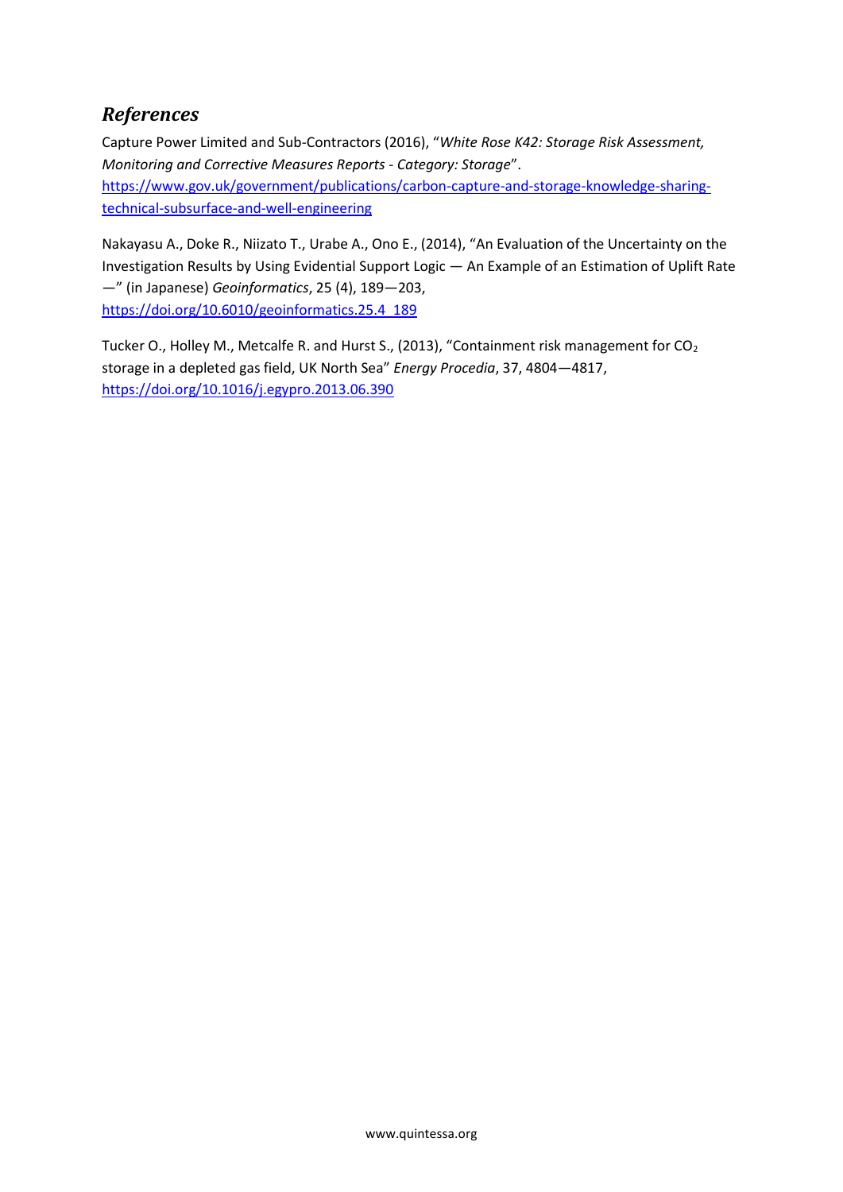## *References*

Capture Power Limited and Sub-Contractors (2016), "*White Rose K42: Storage Risk Assessment, Monitoring and Corrective Measures Reports - Category: Storage*". https://www.gov.uk/government/publications/carbon-capture-and-storage-knowledge-sharing-technical-subsurface-and-well-engineering

Nakayasu A., Doke R., Niizato T., Urabe A., Ono E., (2014), "An Evaluation of the Uncertainty on the Investigation Results by Using Evidential Support Logic — An Example of an Estimation of Uplift Rate —" (in Japanese) *Geoinformatics*, 25 (4), 189—203, https://doi.org/10.6010/geoinformatics.25.4_189

Tucker O., Holley M., Metcalfe R. and Hurst S., (2013), "Containment risk management for $CO_2$ storage in a depleted gas field, UK North Sea" *Energy Procedia*, 37, 4804—4817, https://doi.org/10.1016/j.egypro.2013.06.390